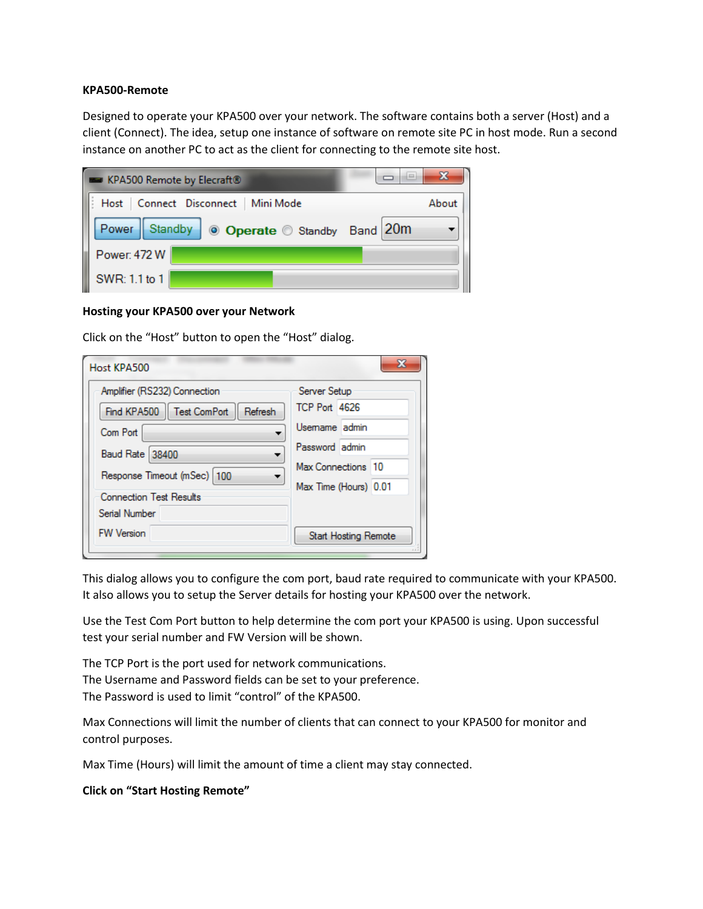**KPA500-Remote**

Designed to operate your KPA500 over your network. The software contains both a server (Host) and a client (Connect). The idea, setup one instance of software on remote site PC in host mode. Run a second instance on another PC to act as the client for connecting to the remote site host.

**Hosting your KPA500 over your Network**

Click on the "Host" button to open the "Host" dialog.

This dialog allows you to configure the com port, baud rate required to communicate with your KPA500. It also allows you to setup the Server details for hosting your KPA500 over the network.

Use the Test Com Port button to help determine the com port your KPA500 is using. Upon successful test your serial number and FW Version will be shown.

The TCP Port is the port used for network communications.
The Username and Password fields can be set to your preference.
The Password is used to limit "control" of the KPA500.

Max Connections will limit the number of clients that can connect to your KPA500 for monitor and control purposes.

Max Time (Hours) will limit the amount of time a client may stay connected.

**Click on "Start Hosting Remote"**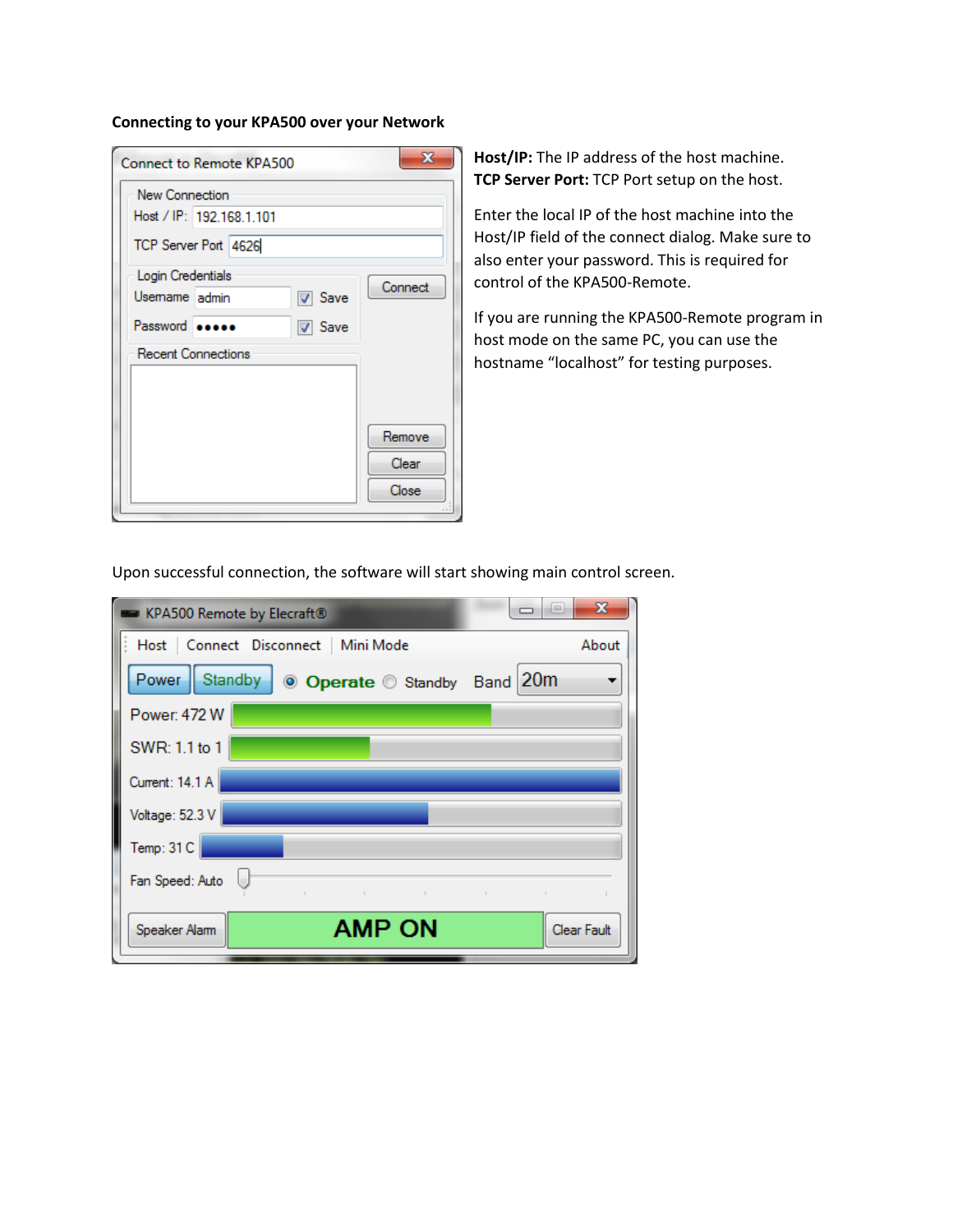**Connecting to your KPA500 over your Network**

**Host/IP:** The IP address of the host machine.
**TCP Server Port:** TCP Port setup on the host.

Enter the local IP of the host machine into the Host/IP field of the connect dialog. Make sure to also enter your password. This is required for control of the KPA500-Remote.

If you are running the KPA500-Remote program in host mode on the same PC, you can use the hostname "localhost" for testing purposes.

Upon successful connection, the software will start showing main control screen.